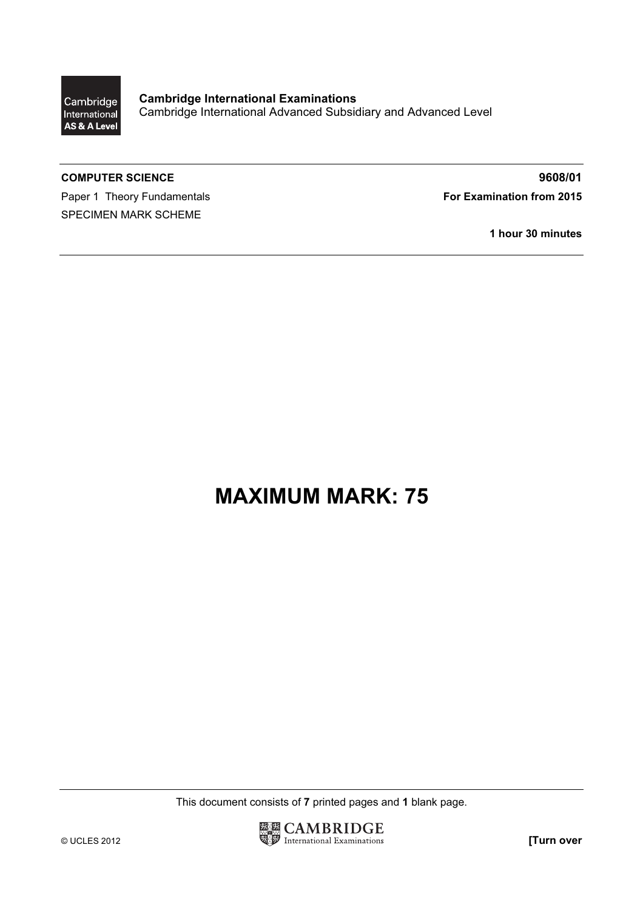**Cambridge International Examinations**
Cambridge International Advanced Subsidiary and Advanced Level

**COMPUTER SCIENCE** **9608/01**

Paper 1 Theory Fundamentals **For Examination from 2015**

SPECIMEN MARK SCHEME

**1 hour 30 minutes**

# MAXIMUM MARK: 75

This document consists of **7** printed pages and **1** blank page.

© UCLES 2012 **[Turn over**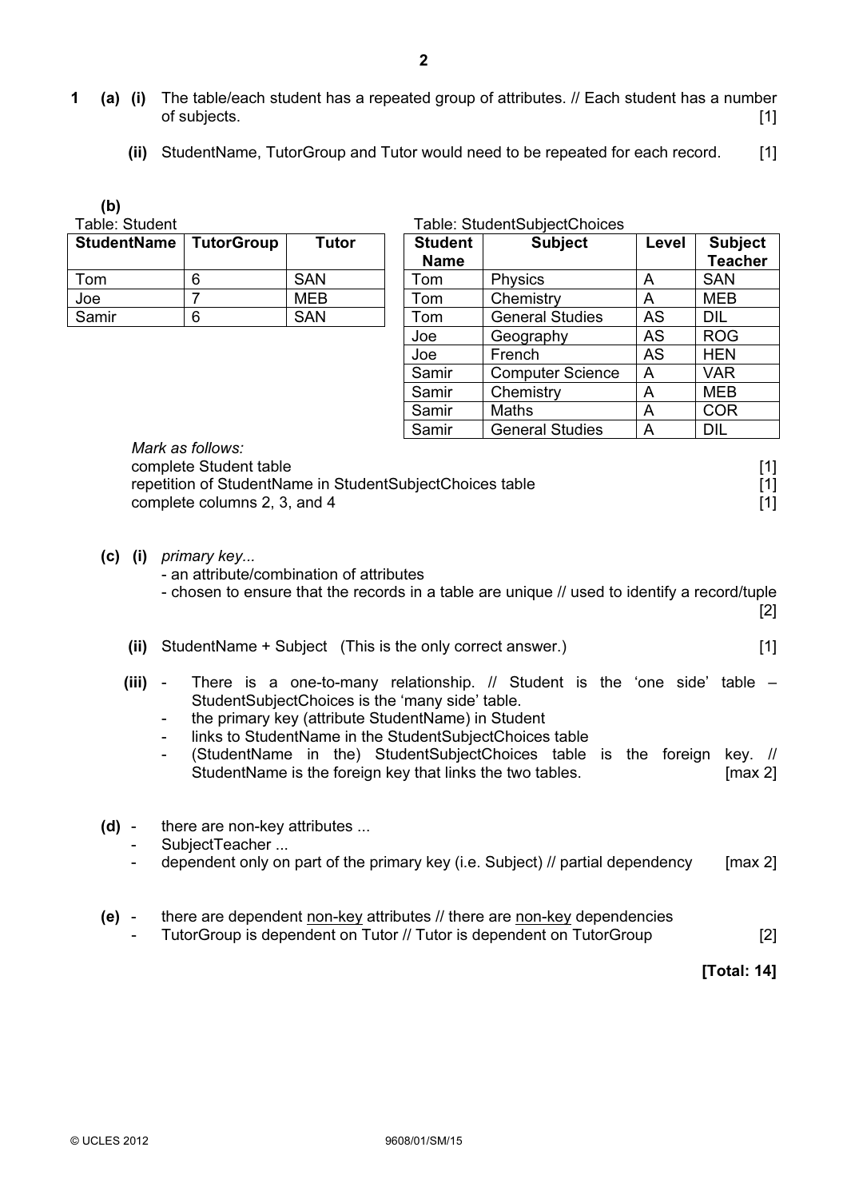**1 (a) (i)** The table/each student has a repeated group of attributes. // Each student has a number of subjects. [1]

**(ii)** StudentName, TutorGroup and Tutor would need to be repeated for each record. [1]

**(b)**

Table: Student

| StudentName | TutorGroup | Tutor |
|---|---|---|
| Tom | 6 | SAN |
| Joe | 7 | MEB |
| Samir | 6 | SAN |

Table: StudentSubjectChoices

| Student Name | Subject | Level | Subject Teacher |
|---|---|---|---|
| Tom | Physics | A | SAN |
| Tom | Chemistry | A | MEB |
| Tom | General Studies | AS | DIL |
| Joe | Geography | AS | ROG |
| Joe | French | AS | HEN |
| Samir | Computer Science | A | VAR |
| Samir | Chemistry | A | MEB |
| Samir | Maths | A | COR |
| Samir | General Studies | A | DIL |

*Mark as follows:*
complete Student table [1]
repetition of StudentName in StudentSubjectChoices table [1]
complete columns 2, 3, and 4 [1]

**(c) (i)** *primary key...*
- an attribute/combination of attributes
- chosen to ensure that the records in a table are unique // used to identify a record/tuple [2]

**(ii)** StudentName + Subject (This is the only correct answer.) [1]

**(iii)**
- There is a one-to-many relationship. // Student is the 'one side' table – StudentSubjectChoices is the 'many side' table.
- the primary key (attribute StudentName) in Student
- links to StudentName in the StudentSubjectChoices table
- (StudentName in the) StudentSubjectChoices table is the foreign key. // StudentName is the foreign key that links the two tables. [max 2]

**(d)**
- there are non-key attributes ...
- SubjectTeacher ...
- dependent only on part of the primary key (i.e. Subject) // partial dependency [max 2]

**(e)**
- there are dependent non-key attributes // there are non-key dependencies
- TutorGroup is dependent on Tutor // Tutor is dependent on TutorGroup [2]

**[Total: 14]**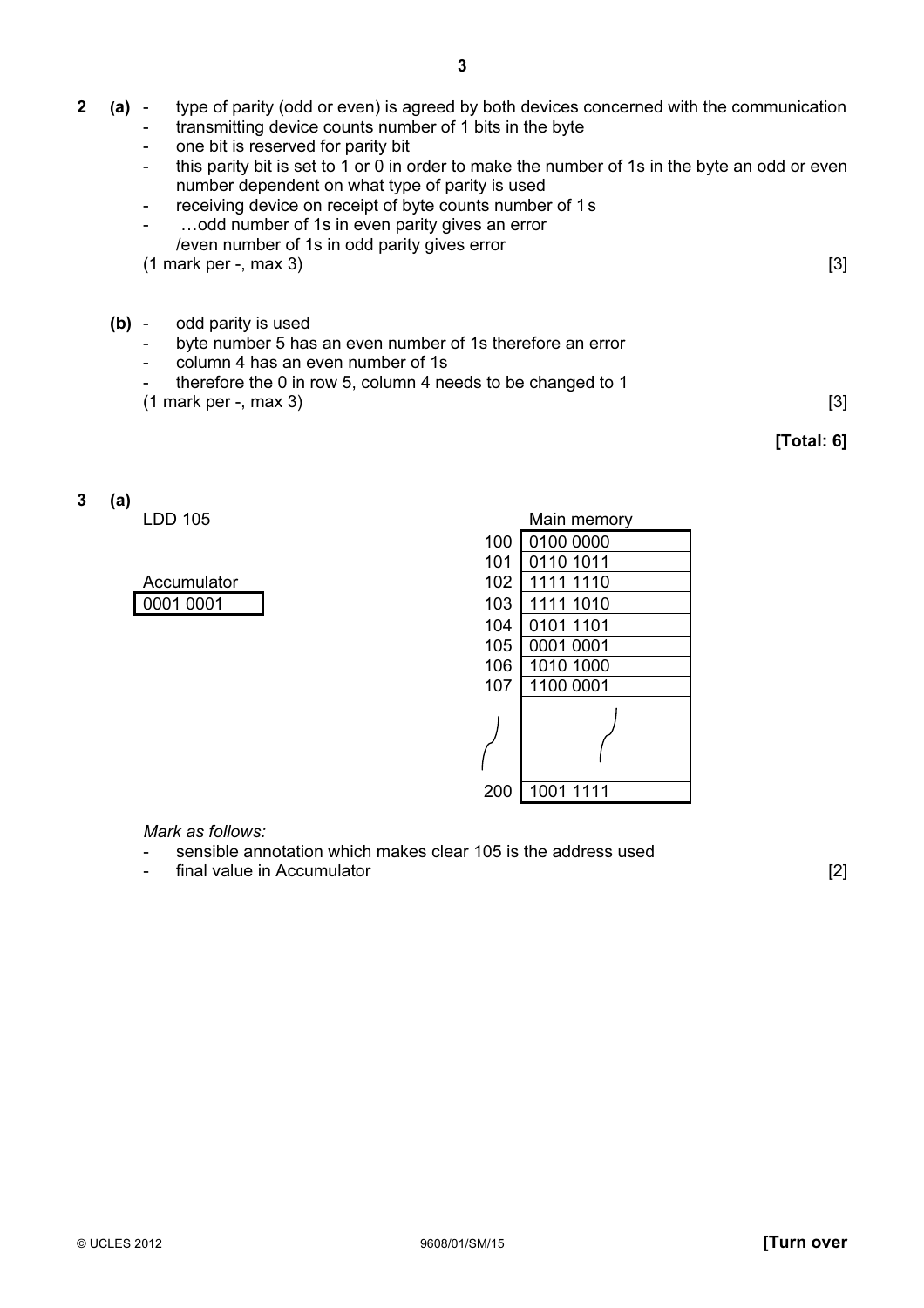**2 (a)**
- type of parity (odd or even) is agreed by both devices concerned with the communication
- transmitting device counts number of 1 bits in the byte
- one bit is reserved for parity bit
- this parity bit is set to 1 or 0 in order to make the number of 1s in the byte an odd or even number dependent on what type of parity is used
- receiving device on receipt of byte counts number of 1s
- …odd number of 1s in even parity gives an error /even number of 1s in odd parity gives error

(1 mark per -, max 3) [3]

**(b)**
- odd parity is used
- byte number 5 has an even number of 1s therefore an error
- column 4 has an even number of 1s
- therefore the 0 in row 5, column 4 needs to be changed to 1

(1 mark per -, max 3) [3]

**[Total: 6]**

**3 (a)**

LDD 105

Accumulator

| 0001 0001 |
|---|

Main memory

| Address | Contents |
|---|---|
| 100 | 0100 0000 |
| 101 | 0110 1011 |
| 102 | 1111 1110 |
| 103 | 1111 1010 |
| 104 | 0101 1101 |
| 105 | 0001 0001 |
| 106 | 1010 1000 |
| 107 | 1100 0001 |
| … | … |
| 200 | 1001 1111 |

*Mark as follows:*
- sensible annotation which makes clear 105 is the address used
- final value in Accumulator

[2]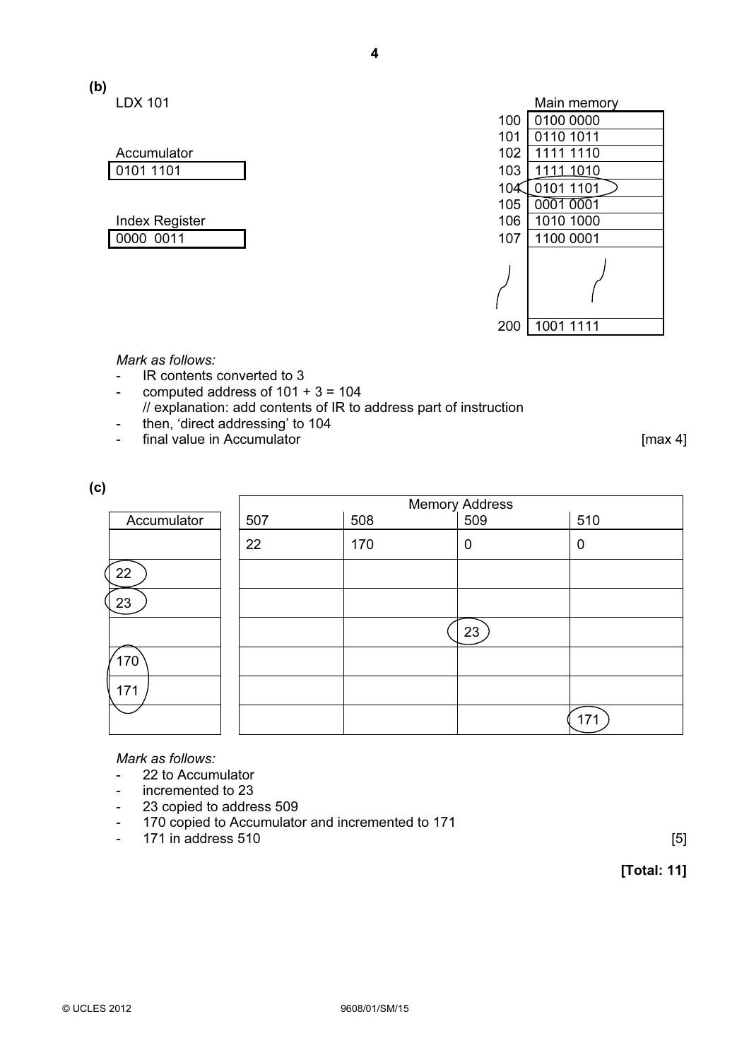**(b)**

LDX 101

Accumulator

| 0101 1101 |
|---|

Index Register

| 0000 0011 |
|---|

Main memory

| Address | Contents |
|---|---|
| 100 | 0100 0000 |
| 101 | 0110 1011 |
| 102 | 1111 1110 |
| 103 | 1111 1010 |
| 104 | 0101 1101 |
| 105 | 0001 0001 |
| 106 | 1010 1000 |
| 107 | 1100 0001 |
| … | … |
| 200 | 1001 1111 |

*Mark as follows:*

- IR contents converted to 3
- computed address of 101 + 3 = 104
  // explanation: add contents of IR to address part of instruction
- then, 'direct addressing' to 104
- final value in Accumulator

[max 4]

**(c)**

| Accumulator | Memory Address 507 | 508 | 509 | 510 |
|---|---|---|---|---|
| | 22 | 170 | 0 | 0 |
| 22 | | | | |
| 23 | | | | |
| | | | 23 | |
| 170 | | | | |
| 171 | | | | |
| | | | | 171 |

*Mark as follows:*

- 22 to Accumulator
- incremented to 23
- 23 copied to address 509
- 170 copied to Accumulator and incremented to 171
- 171 in address 510

[5]

**[Total: 11]**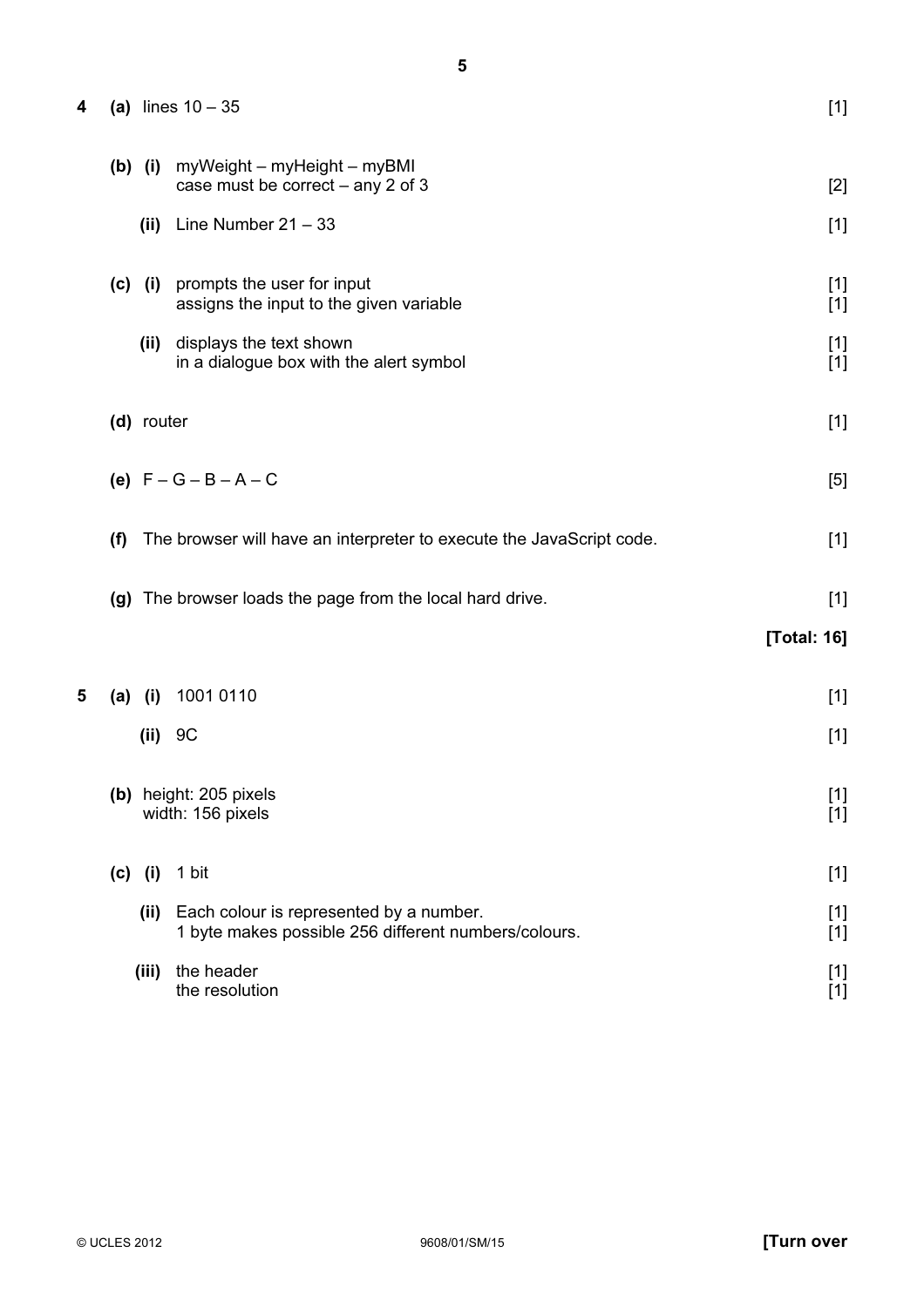**4** **(a)** lines 10 – 35 [1]

**(b)** **(i)** myWeight – myHeight – myBMI
case must be correct – any 2 of 3 [2]

**(ii)** Line Number 21 – 33 [1]

**(c)** **(i)** prompts the user for input [1]
assigns the input to the given variable [1]

**(ii)** displays the text shown [1]
in a dialogue box with the alert symbol [1]

**(d)** router [1]

**(e)** F – G – B – A – C [5]

**(f)** The browser will have an interpreter to execute the JavaScript code. [1]

**(g)** The browser loads the page from the local hard drive. [1]

**[Total: 16]**

**5** **(a)** **(i)** 1001 0110 [1]

**(ii)** 9C [1]

**(b)** height: 205 pixels [1]
width: 156 pixels [1]

**(c)** **(i)** 1 bit [1]

**(ii)** Each colour is represented by a number. [1]
1 byte makes possible 256 different numbers/colours. [1]

**(iii)** the header [1]
the resolution [1]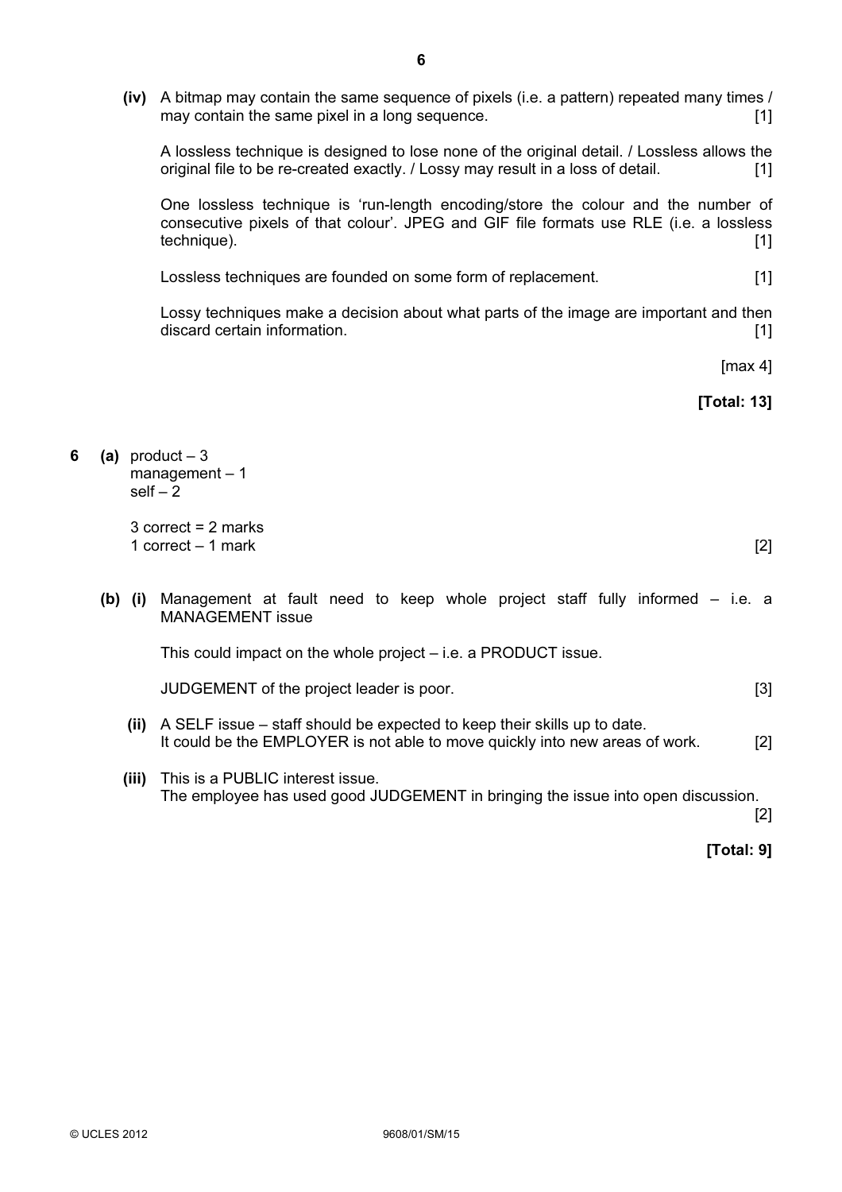**(iv)** A bitmap may contain the same sequence of pixels (i.e. a pattern) repeated many times / may contain the same pixel in a long sequence. [1]

A lossless technique is designed to lose none of the original detail. / Lossless allows the original file to be re-created exactly. / Lossy may result in a loss of detail. [1]

One lossless technique is 'run-length encoding/store the colour and the number of consecutive pixels of that colour'. JPEG and GIF file formats use RLE (i.e. a lossless technique). [1]

Lossless techniques are founded on some form of replacement. [1]

Lossy techniques make a decision about what parts of the image are important and then discard certain information. [1]

[max 4]

**[Total: 13]**

**6 (a)** product – 3
management – 1
self – 2

3 correct = 2 marks
1 correct – 1 mark [2]

**(b) (i)** Management at fault need to keep whole project staff fully informed – i.e. a MANAGEMENT issue

This could impact on the whole project – i.e. a PRODUCT issue.

JUDGEMENT of the project leader is poor. [3]

**(ii)** A SELF issue – staff should be expected to keep their skills up to date.
It could be the EMPLOYER is not able to move quickly into new areas of work. [2]

**(iii)** This is a PUBLIC interest issue.
The employee has used good JUDGEMENT in bringing the issue into open discussion. [2]

**[Total: 9]**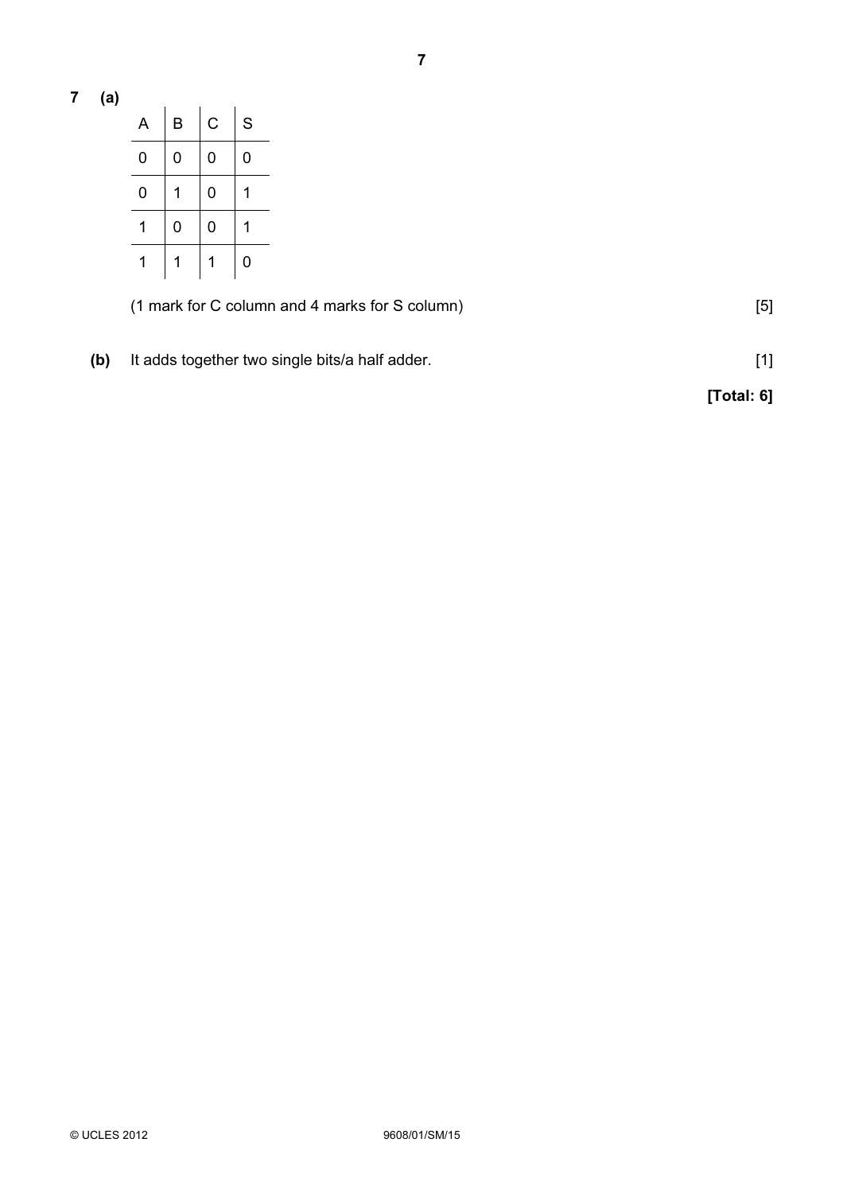**7 (a)**

| A | B | C | S |
|---|---|---|---|
| 0 | 0 | 0 | 0 |
| 0 | 1 | 0 | 1 |
| 1 | 0 | 0 | 1 |
| 1 | 1 | 1 | 0 |

(1 mark for C column and 4 marks for S column) [5]

**(b)** It adds together two single bits/a half adder. [1]

**[Total: 6]**